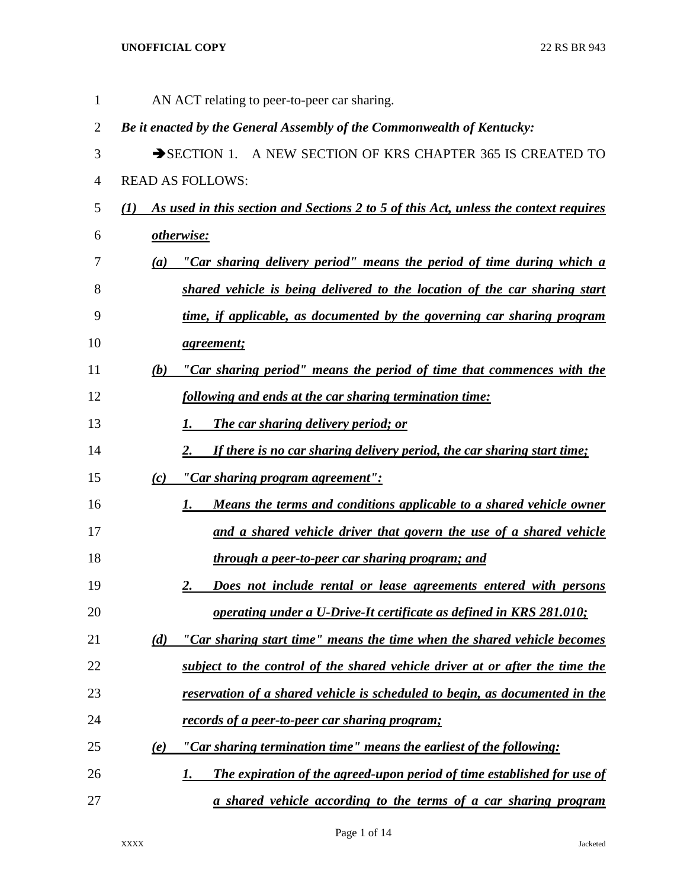AN ACT relating to peer-to-peer car sharing.

***Be it enacted by the General Assembly of the Commonwealth of Kentucky:***

➔SECTION 1. A NEW SECTION OF KRS CHAPTER 365 IS CREATED TO READ AS FOLLOWS:

***(1) As used in this section and Sections 2 to 5 of this Act, unless the context requires otherwise:***

***(a) "Car sharing delivery period" means the period of time during which a shared vehicle is being delivered to the location of the car sharing start time, if applicable, as documented by the governing car sharing program agreement;***

***(b) "Car sharing period" means the period of time that commences with the following and ends at the car sharing termination time:***

***1. The car sharing delivery period; or***

***2. If there is no car sharing delivery period, the car sharing start time;***

***(c) "Car sharing program agreement":***

***1. Means the terms and conditions applicable to a shared vehicle owner and a shared vehicle driver that govern the use of a shared vehicle through a peer-to-peer car sharing program; and***

***2. Does not include rental or lease agreements entered with persons operating under a U-Drive-It certificate as defined in KRS 281.010;***

***(d) "Car sharing start time" means the time when the shared vehicle becomes subject to the control of the shared vehicle driver at or after the time the reservation of a shared vehicle is scheduled to begin, as documented in the records of a peer-to-peer car sharing program;***

***(e) "Car sharing termination time" means the earliest of the following:***

***1. The expiration of the agreed-upon period of time established for use of a shared vehicle according to the terms of a car sharing program***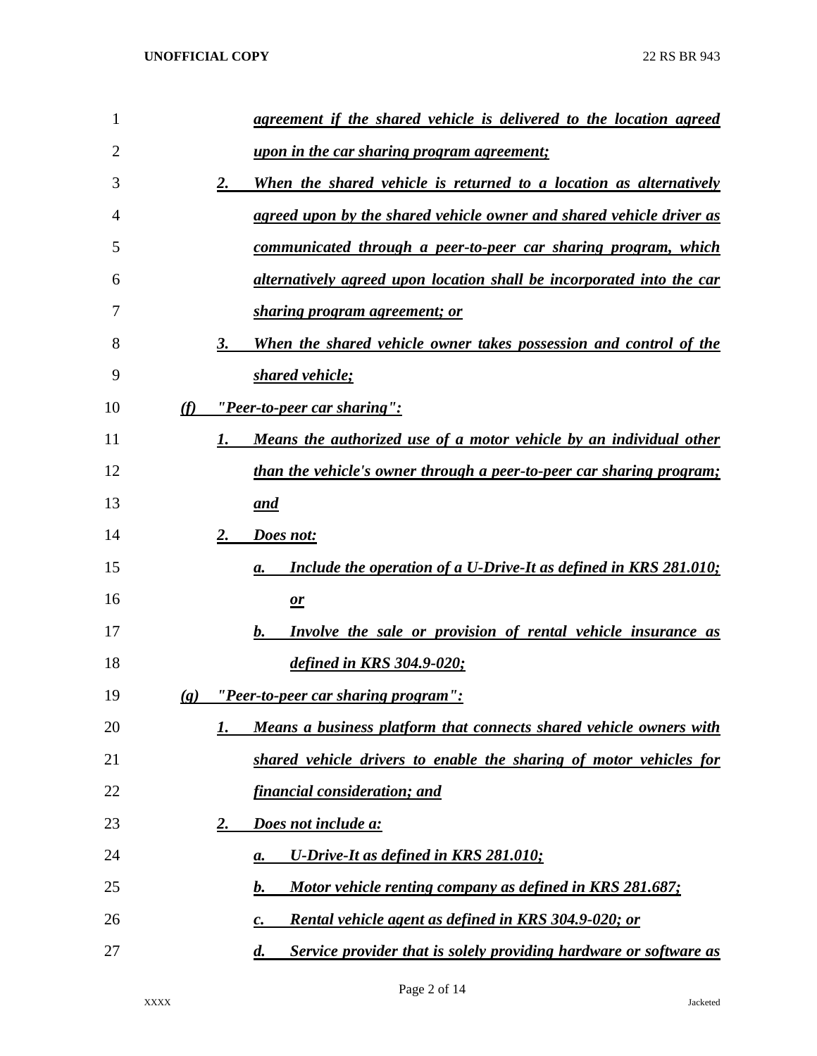*agreement if the shared vehicle is delivered to the location agreed upon in the car sharing program agreement;*

2. *When the shared vehicle is returned to a location as alternatively agreed upon by the shared vehicle owner and shared vehicle driver as communicated through a peer-to-peer car sharing program, which alternatively agreed upon location shall be incorporated into the car sharing program agreement; or*

3. *When the shared vehicle owner takes possession and control of the shared vehicle;*

(f) *"Peer-to-peer car sharing":*

1. *Means the authorized use of a motor vehicle by an individual other than the vehicle's owner through a peer-to-peer car sharing program; and*

2. *Does not:*

   a. *Include the operation of a U-Drive-It as defined in KRS 281.010; or*

   b. *Involve the sale or provision of rental vehicle insurance as defined in KRS 304.9-020;*

(g) *"Peer-to-peer car sharing program":*

1. *Means a business platform that connects shared vehicle owners with shared vehicle drivers to enable the sharing of motor vehicles for financial consideration; and*

2. *Does not include a:*

   a. *U-Drive-It as defined in KRS 281.010;*

   b. *Motor vehicle renting company as defined in KRS 281.687;*

   c. *Rental vehicle agent as defined in KRS 304.9-020; or*

   d. *Service provider that is solely providing hardware or software as*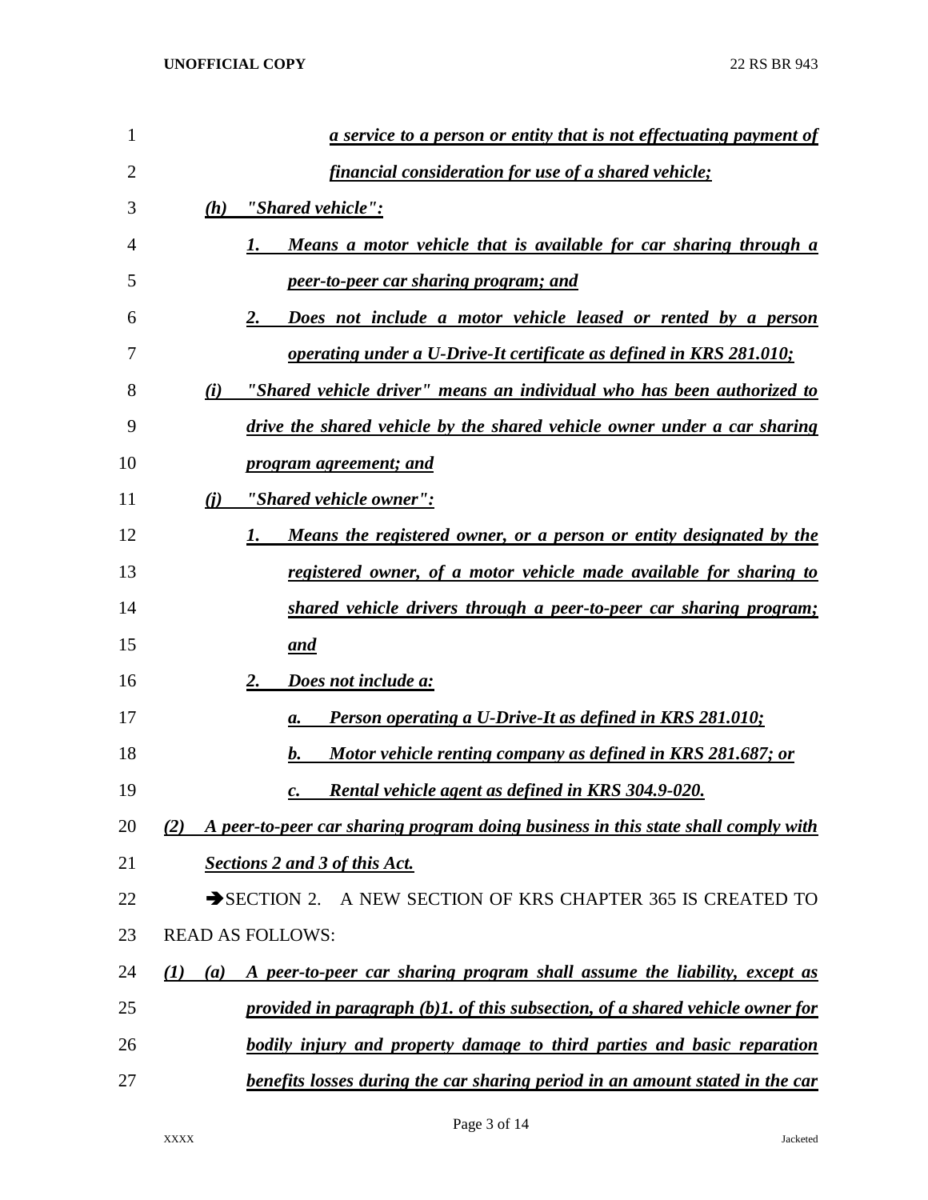*a service to a person or entity that is not effectuating payment of financial consideration for use of a shared vehicle;*

*(h) "Shared vehicle":*

*1. Means a motor vehicle that is available for car sharing through a peer-to-peer car sharing program; and*

*2. Does not include a motor vehicle leased or rented by a person operating under a U-Drive-It certificate as defined in KRS 281.010;*

*(i) "Shared vehicle driver" means an individual who has been authorized to drive the shared vehicle by the shared vehicle owner under a car sharing program agreement; and*

*(j) "Shared vehicle owner":*

*1. Means the registered owner, or a person or entity designated by the registered owner, of a motor vehicle made available for sharing to shared vehicle drivers through a peer-to-peer car sharing program; and*

*2. Does not include a:*

*a. Person operating a U-Drive-It as defined in KRS 281.010;*

*b. Motor vehicle renting company as defined in KRS 281.687; or*

*c. Rental vehicle agent as defined in KRS 304.9-020.*

*(2) A peer-to-peer car sharing program doing business in this state shall comply with Sections 2 and 3 of this Act.*

➔SECTION 2. A NEW SECTION OF KRS CHAPTER 365 IS CREATED TO READ AS FOLLOWS:

*(1) (a) A peer-to-peer car sharing program shall assume the liability, except as provided in paragraph (b)1. of this subsection, of a shared vehicle owner for bodily injury and property damage to third parties and basic reparation benefits losses during the car sharing period in an amount stated in the car*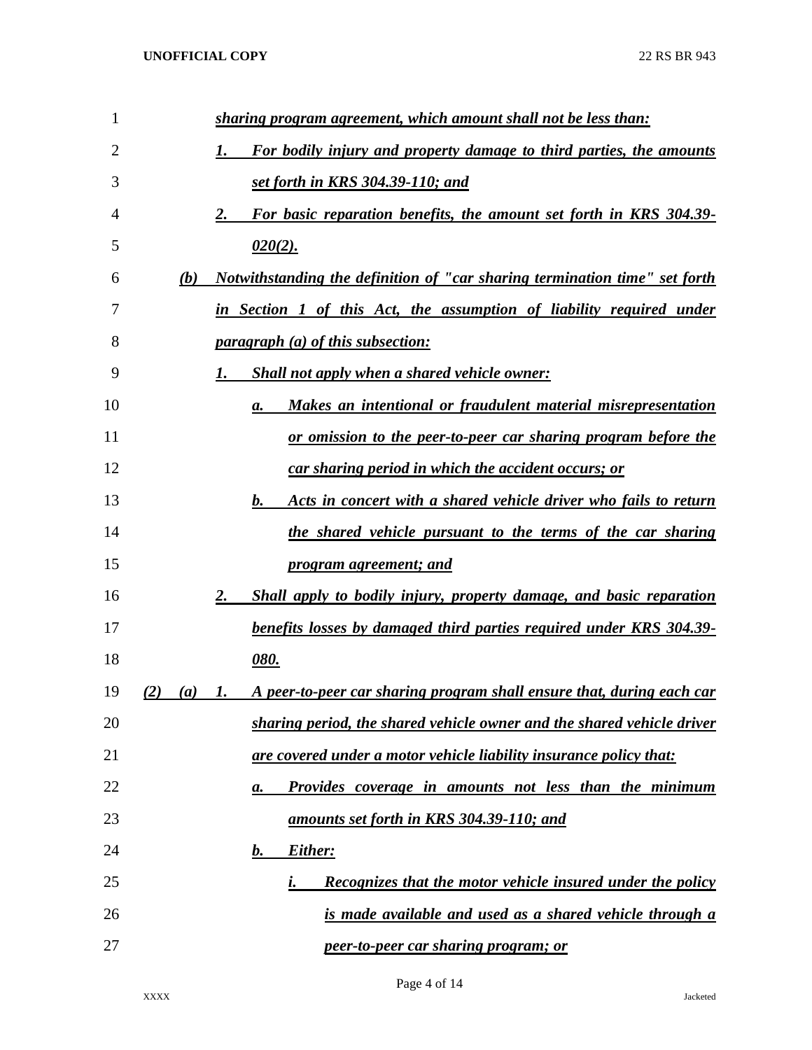*sharing program agreement, which amount shall not be less than:*

1. *For bodily injury and property damage to third parties, the amounts set forth in KRS 304.39-110; and*
2. *For basic reparation benefits, the amount set forth in KRS 304.39-020(2).*

(b) *Notwithstanding the definition of "car sharing termination time" set forth in Section 1 of this Act, the assumption of liability required under paragraph (a) of this subsection:*

1. *Shall not apply when a shared vehicle owner:*
   a. *Makes an intentional or fraudulent material misrepresentation or omission to the peer-to-peer car sharing program before the car sharing period in which the accident occurs; or*
   b. *Acts in concert with a shared vehicle driver who fails to return the shared vehicle pursuant to the terms of the car sharing program agreement; and*
2. *Shall apply to bodily injury, property damage, and basic reparation benefits losses by damaged third parties required under KRS 304.39-080.*

(2) (a) 1. *A peer-to-peer car sharing program shall ensure that, during each car sharing period, the shared vehicle owner and the shared vehicle driver are covered under a motor vehicle liability insurance policy that:*

a. *Provides coverage in amounts not less than the minimum amounts set forth in KRS 304.39-110; and*

b. *Either:*

i. *Recognizes that the motor vehicle insured under the policy is made available and used as a shared vehicle through a peer-to-peer car sharing program; or*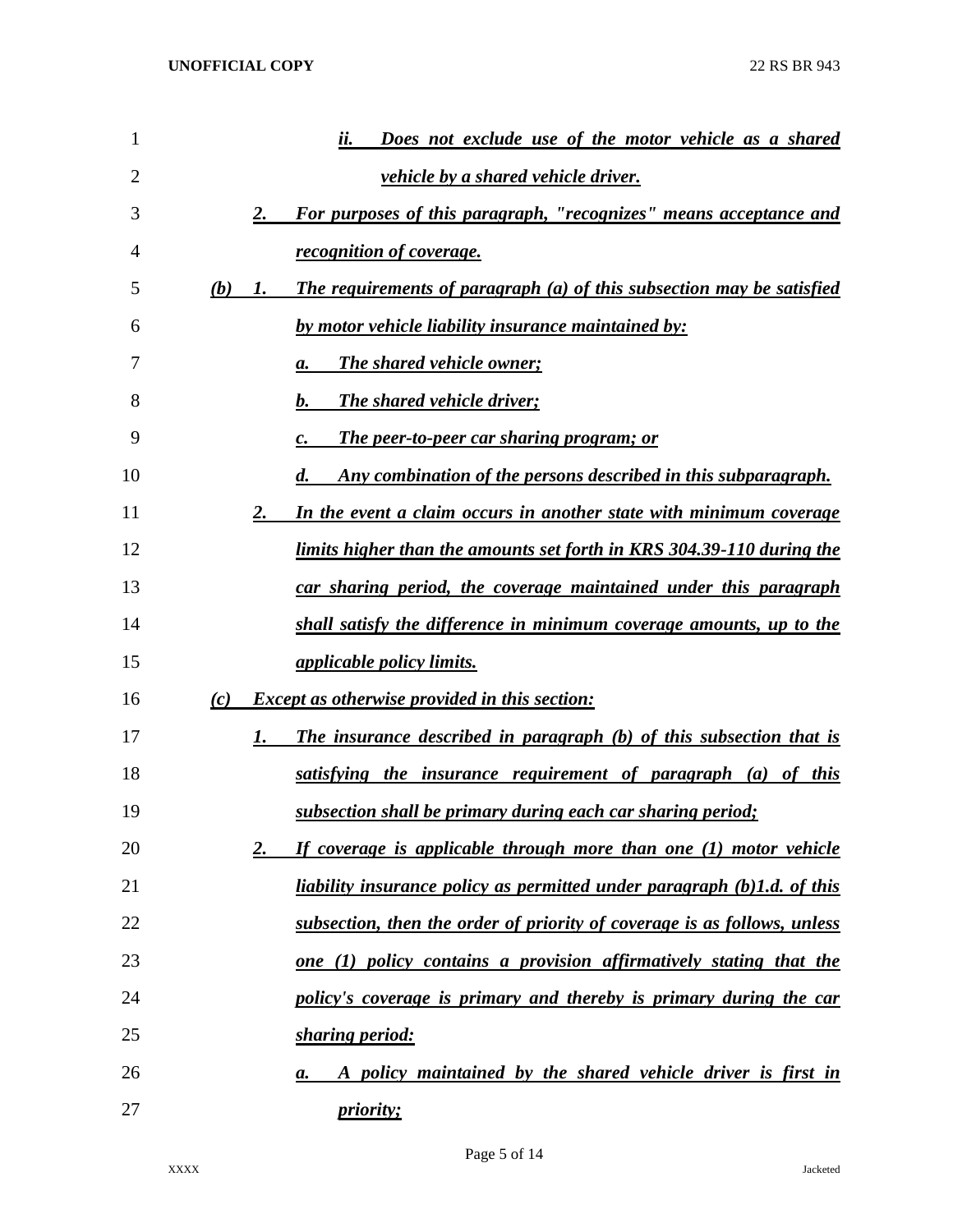*ii. Does not exclude use of the motor vehicle as a shared vehicle by a shared vehicle driver.*

*2. For purposes of this paragraph, "recognizes" means acceptance and recognition of coverage.*

*(b) 1. The requirements of paragraph (a) of this subsection may be satisfied by motor vehicle liability insurance maintained by:*

*a. The shared vehicle owner;*

*b. The shared vehicle driver;*

*c. The peer-to-peer car sharing program; or*

*d. Any combination of the persons described in this subparagraph.*

*2. In the event a claim occurs in another state with minimum coverage limits higher than the amounts set forth in KRS 304.39-110 during the car sharing period, the coverage maintained under this paragraph shall satisfy the difference in minimum coverage amounts, up to the applicable policy limits.*

*(c) Except as otherwise provided in this section:*

*1. The insurance described in paragraph (b) of this subsection that is satisfying the insurance requirement of paragraph (a) of this subsection shall be primary during each car sharing period;*

*2. If coverage is applicable through more than one (1) motor vehicle liability insurance policy as permitted under paragraph (b)1.d. of this subsection, then the order of priority of coverage is as follows, unless one (1) policy contains a provision affirmatively stating that the policy's coverage is primary and thereby is primary during the car sharing period:*

*a. A policy maintained by the shared vehicle driver is first in priority;*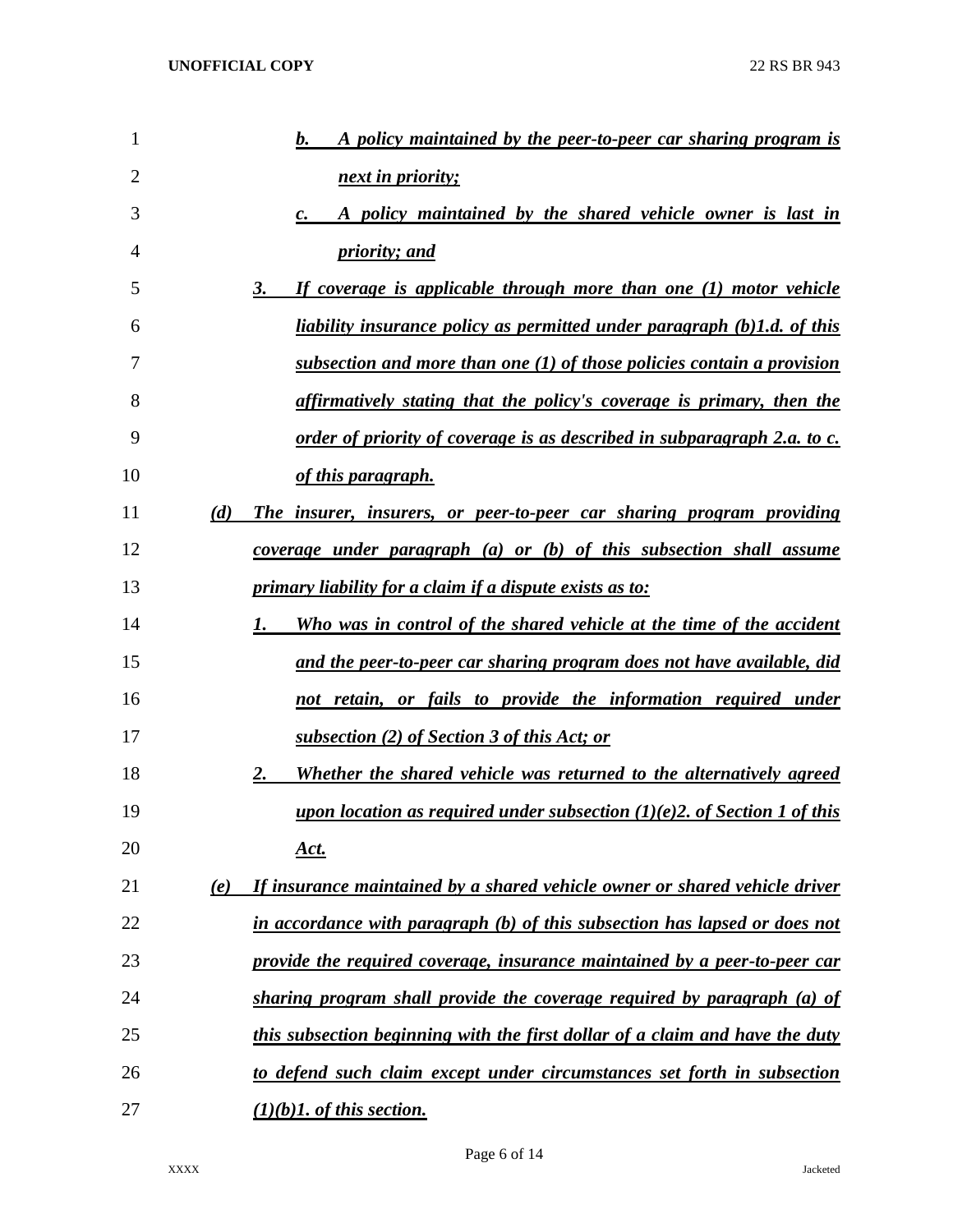*b. A policy maintained by the peer-to-peer car sharing program is next in priority;*

*c. A policy maintained by the shared vehicle owner is last in priority; and*

*3. If coverage is applicable through more than one (1) motor vehicle liability insurance policy as permitted under paragraph (b)1.d. of this subsection and more than one (1) of those policies contain a provision affirmatively stating that the policy's coverage is primary, then the order of priority of coverage is as described in subparagraph 2.a. to c. of this paragraph.*

*(d) The insurer, insurers, or peer-to-peer car sharing program providing coverage under paragraph (a) or (b) of this subsection shall assume primary liability for a claim if a dispute exists as to:*

*1. Who was in control of the shared vehicle at the time of the accident and the peer-to-peer car sharing program does not have available, did not retain, or fails to provide the information required under subsection (2) of Section 3 of this Act; or*

*2. Whether the shared vehicle was returned to the alternatively agreed upon location as required under subsection (1)(e)2. of Section 1 of this Act.*

*(e) If insurance maintained by a shared vehicle owner or shared vehicle driver in accordance with paragraph (b) of this subsection has lapsed or does not provide the required coverage, insurance maintained by a peer-to-peer car sharing program shall provide the coverage required by paragraph (a) of this subsection beginning with the first dollar of a claim and have the duty to defend such claim except under circumstances set forth in subsection (1)(b)1. of this section.*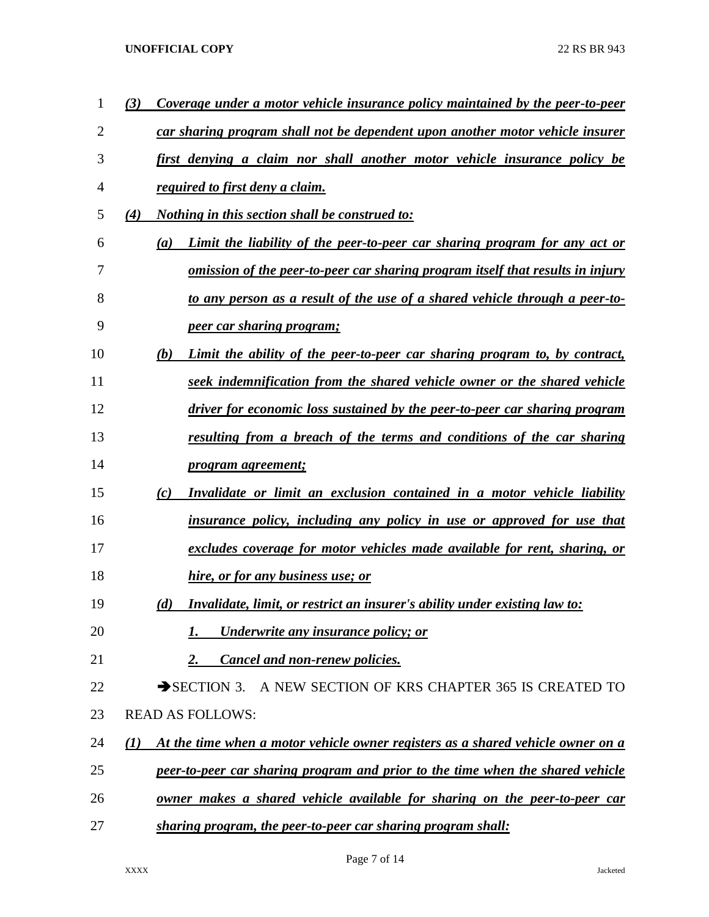*(3) Coverage under a motor vehicle insurance policy maintained by the peer-to-peer car sharing program shall not be dependent upon another motor vehicle insurer first denying a claim nor shall another motor vehicle insurance policy be required to first deny a claim.*

*(4) Nothing in this section shall be construed to:*

*(a) Limit the liability of the peer-to-peer car sharing program for any act or omission of the peer-to-peer car sharing program itself that results in injury to any person as a result of the use of a shared vehicle through a peer-to-peer car sharing program;*

*(b) Limit the ability of the peer-to-peer car sharing program to, by contract, seek indemnification from the shared vehicle owner or the shared vehicle driver for economic loss sustained by the peer-to-peer car sharing program resulting from a breach of the terms and conditions of the car sharing program agreement;*

*(c) Invalidate or limit an exclusion contained in a motor vehicle liability insurance policy, including any policy in use or approved for use that excludes coverage for motor vehicles made available for rent, sharing, or hire, or for any business use; or*

*(d) Invalidate, limit, or restrict an insurer's ability under existing law to:*

*1. Underwrite any insurance policy; or*

*2. Cancel and non-renew policies.*

➔SECTION 3. A NEW SECTION OF KRS CHAPTER 365 IS CREATED TO READ AS FOLLOWS:

*(1) At the time when a motor vehicle owner registers as a shared vehicle owner on a peer-to-peer car sharing program and prior to the time when the shared vehicle owner makes a shared vehicle available for sharing on the peer-to-peer car sharing program, the peer-to-peer car sharing program shall:*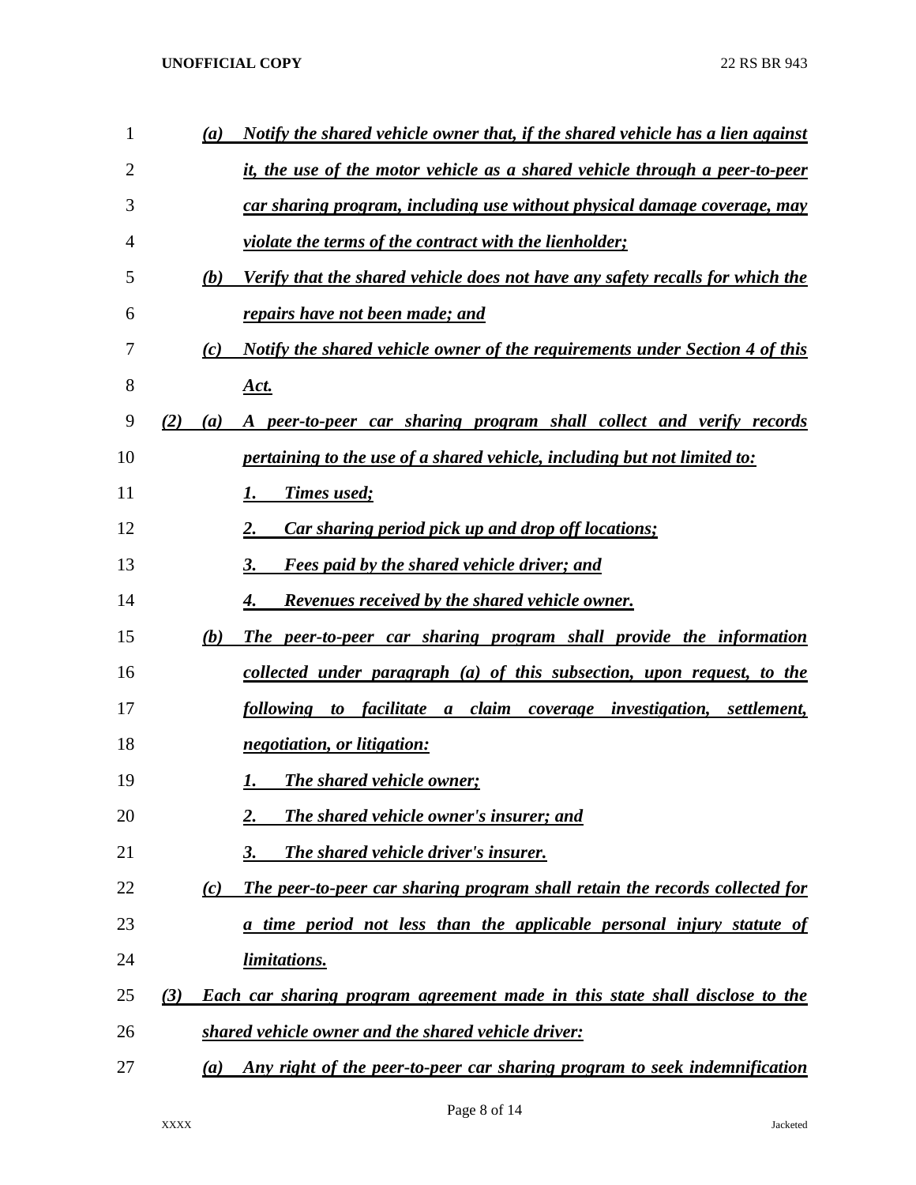*(a) Notify the shared vehicle owner that, if the shared vehicle has a lien against it, the use of the motor vehicle as a shared vehicle through a peer-to-peer car sharing program, including use without physical damage coverage, may violate the terms of the contract with the lienholder;*

*(b) Verify that the shared vehicle does not have any safety recalls for which the repairs have not been made; and*

*(c) Notify the shared vehicle owner of the requirements under Section 4 of this Act.*

*(2) (a) A peer-to-peer car sharing program shall collect and verify records pertaining to the use of a shared vehicle, including but not limited to:*

*1. Times used;*

*2. Car sharing period pick up and drop off locations;*

*3. Fees paid by the shared vehicle driver; and*

*4. Revenues received by the shared vehicle owner.*

*(b) The peer-to-peer car sharing program shall provide the information collected under paragraph (a) of this subsection, upon request, to the following to facilitate a claim coverage investigation, settlement, negotiation, or litigation:*

*1. The shared vehicle owner;*

*2. The shared vehicle owner's insurer; and*

*3. The shared vehicle driver's insurer.*

*(c) The peer-to-peer car sharing program shall retain the records collected for a time period not less than the applicable personal injury statute of limitations.*

*(3) Each car sharing program agreement made in this state shall disclose to the shared vehicle owner and the shared vehicle driver:*

*(a) Any right of the peer-to-peer car sharing program to seek indemnification*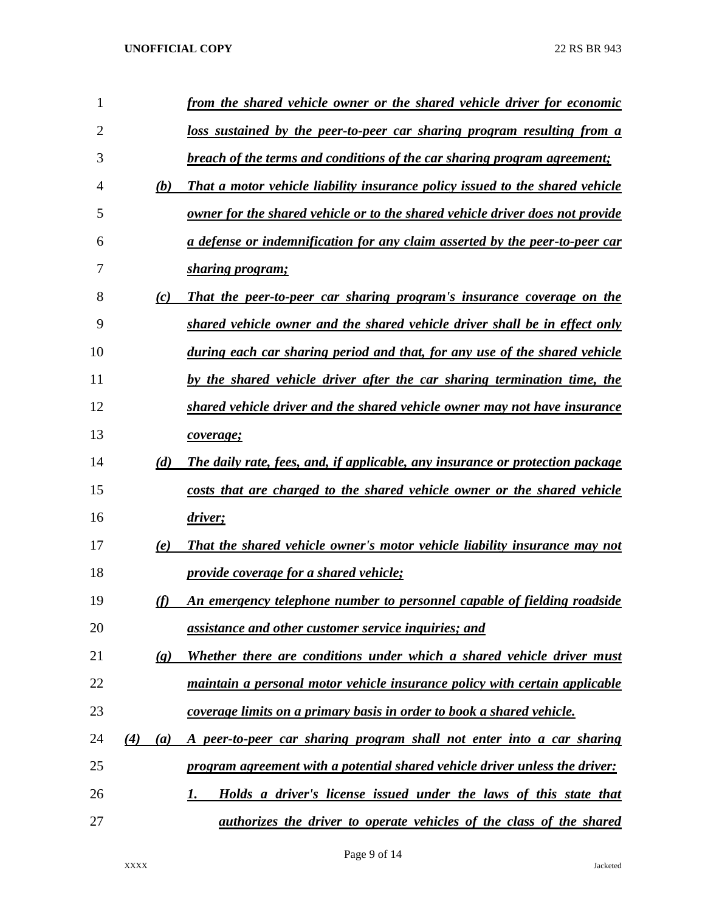*from the shared vehicle owner or the shared vehicle driver for economic loss sustained by the peer-to-peer car sharing program resulting from a breach of the terms and conditions of the car sharing program agreement;*

*(b) That a motor vehicle liability insurance policy issued to the shared vehicle owner for the shared vehicle or to the shared vehicle driver does not provide a defense or indemnification for any claim asserted by the peer-to-peer car sharing program;*

*(c) That the peer-to-peer car sharing program's insurance coverage on the shared vehicle owner and the shared vehicle driver shall be in effect only during each car sharing period and that, for any use of the shared vehicle by the shared vehicle driver after the car sharing termination time, the shared vehicle driver and the shared vehicle owner may not have insurance coverage;*

*(d) The daily rate, fees, and, if applicable, any insurance or protection package costs that are charged to the shared vehicle owner or the shared vehicle driver;*

*(e) That the shared vehicle owner's motor vehicle liability insurance may not provide coverage for a shared vehicle;*

*(f) An emergency telephone number to personnel capable of fielding roadside assistance and other customer service inquiries; and*

*(g) Whether there are conditions under which a shared vehicle driver must maintain a personal motor vehicle insurance policy with certain applicable coverage limits on a primary basis in order to book a shared vehicle.*

*(4) (a) A peer-to-peer car sharing program shall not enter into a car sharing program agreement with a potential shared vehicle driver unless the driver:*

*1. Holds a driver's license issued under the laws of this state that authorizes the driver to operate vehicles of the class of the shared*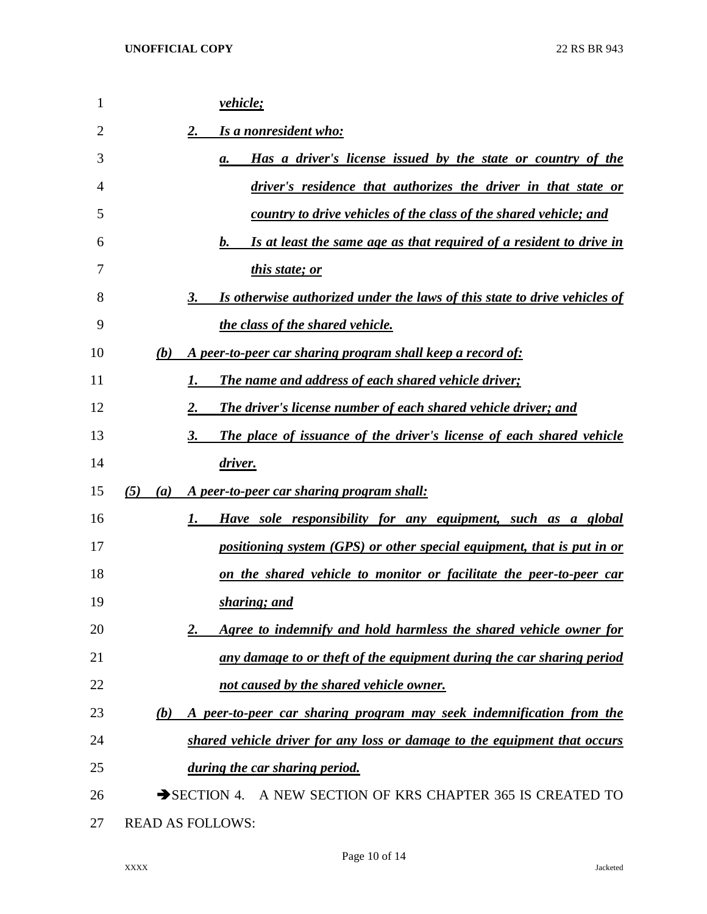*vehicle;*

2. *Is a nonresident who:*

   a. *Has a driver's license issued by the state or country of the driver's residence that authorizes the driver in that state or country to drive vehicles of the class of the shared vehicle; and*

   b. *Is at least the same age as that required of a resident to drive in this state; or*

3. *Is otherwise authorized under the laws of this state to drive vehicles of the class of the shared vehicle.*

(b) *A peer-to-peer car sharing program shall keep a record of:*

1. *The name and address of each shared vehicle driver;*

2. *The driver's license number of each shared vehicle driver; and*

3. *The place of issuance of the driver's license of each shared vehicle driver.*

(5) (a) *A peer-to-peer car sharing program shall:*

1. *Have sole responsibility for any equipment, such as a global positioning system (GPS) or other special equipment, that is put in or on the shared vehicle to monitor or facilitate the peer-to-peer car sharing; and*

2. *Agree to indemnify and hold harmless the shared vehicle owner for any damage to or theft of the equipment during the car sharing period not caused by the shared vehicle owner.*

(b) *A peer-to-peer car sharing program may seek indemnification from the shared vehicle driver for any loss or damage to the equipment that occurs during the car sharing period.*

➔SECTION 4. A NEW SECTION OF KRS CHAPTER 365 IS CREATED TO READ AS FOLLOWS: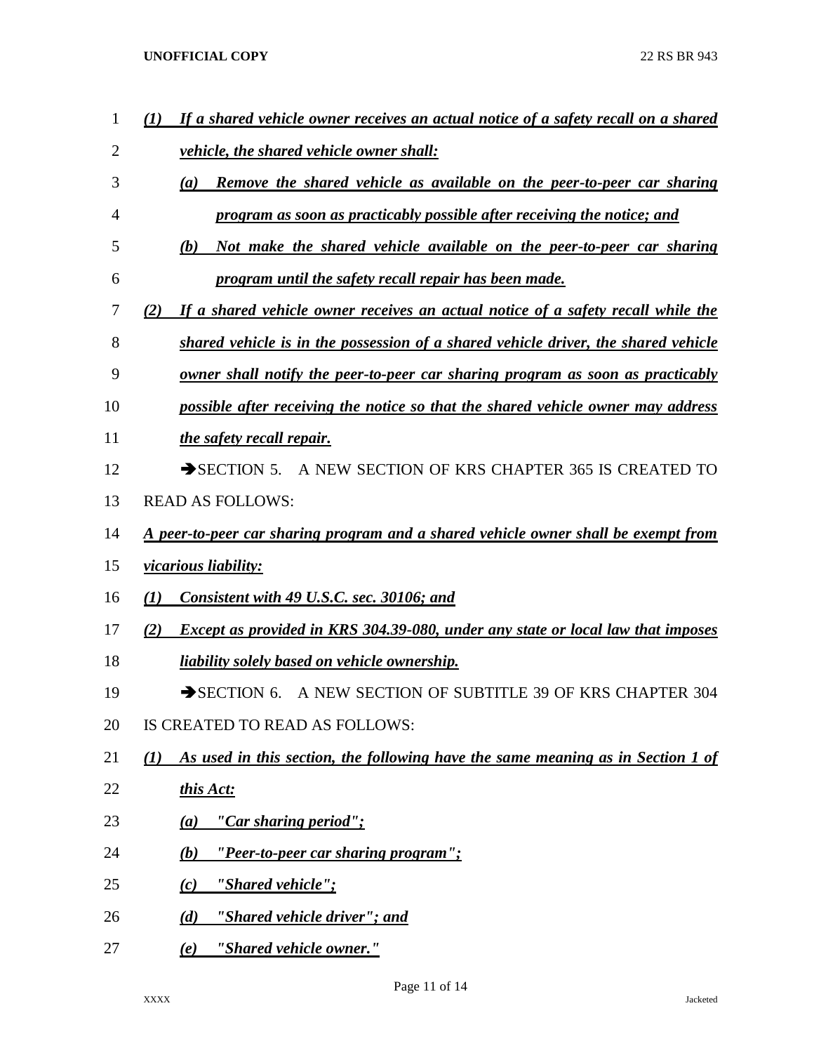*(1) If a shared vehicle owner receives an actual notice of a safety recall on a shared vehicle, the shared vehicle owner shall:*

*(a) Remove the shared vehicle as available on the peer-to-peer car sharing program as soon as practicably possible after receiving the notice; and*

*(b) Not make the shared vehicle available on the peer-to-peer car sharing program until the safety recall repair has been made.*

*(2) If a shared vehicle owner receives an actual notice of a safety recall while the shared vehicle is in the possession of a shared vehicle driver, the shared vehicle owner shall notify the peer-to-peer car sharing program as soon as practicably possible after receiving the notice so that the shared vehicle owner may address the safety recall repair.*

➔SECTION 5. A NEW SECTION OF KRS CHAPTER 365 IS CREATED TO READ AS FOLLOWS:

*A peer-to-peer car sharing program and a shared vehicle owner shall be exempt from vicarious liability:*

*(1) Consistent with 49 U.S.C. sec. 30106; and*

*(2) Except as provided in KRS 304.39-080, under any state or local law that imposes liability solely based on vehicle ownership.*

➔SECTION 6. A NEW SECTION OF SUBTITLE 39 OF KRS CHAPTER 304 IS CREATED TO READ AS FOLLOWS:

*(1) As used in this section, the following have the same meaning as in Section 1 of this Act:*

*(a) "Car sharing period";*

*(b) "Peer-to-peer car sharing program";*

*(c) "Shared vehicle";*

*(d) "Shared vehicle driver"; and*

*(e) "Shared vehicle owner."*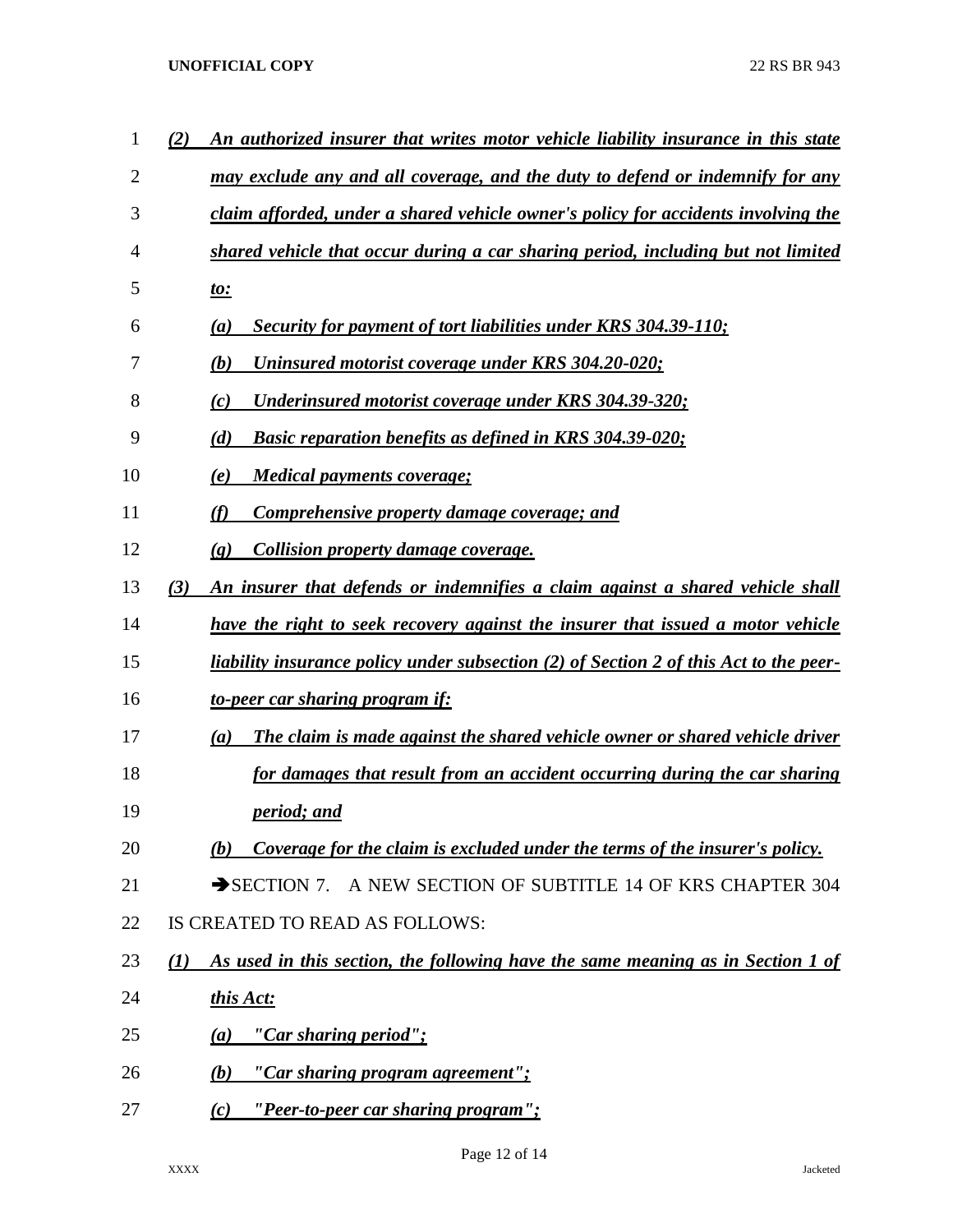*(2) An authorized insurer that writes motor vehicle liability insurance in this state may exclude any and all coverage, and the duty to defend or indemnify for any claim afforded, under a shared vehicle owner's policy for accidents involving the shared vehicle that occur during a car sharing period, including but not limited to:*

*(a) Security for payment of tort liabilities under KRS 304.39-110;*

*(b) Uninsured motorist coverage under KRS 304.20-020;*

*(c) Underinsured motorist coverage under KRS 304.39-320;*

*(d) Basic reparation benefits as defined in KRS 304.39-020;*

*(e) Medical payments coverage;*

*(f) Comprehensive property damage coverage; and*

*(g) Collision property damage coverage.*

*(3) An insurer that defends or indemnifies a claim against a shared vehicle shall have the right to seek recovery against the insurer that issued a motor vehicle liability insurance policy under subsection (2) of Section 2 of this Act to the peer-to-peer car sharing program if:*

*(a) The claim is made against the shared vehicle owner or shared vehicle driver for damages that result from an accident occurring during the car sharing period; and*

*(b) Coverage for the claim is excluded under the terms of the insurer's policy.*

➔SECTION 7. A NEW SECTION OF SUBTITLE 14 OF KRS CHAPTER 304 IS CREATED TO READ AS FOLLOWS:

*(1) As used in this section, the following have the same meaning as in Section 1 of this Act:*

*(a) "Car sharing period";*

*(b) "Car sharing program agreement";*

*(c) "Peer-to-peer car sharing program";*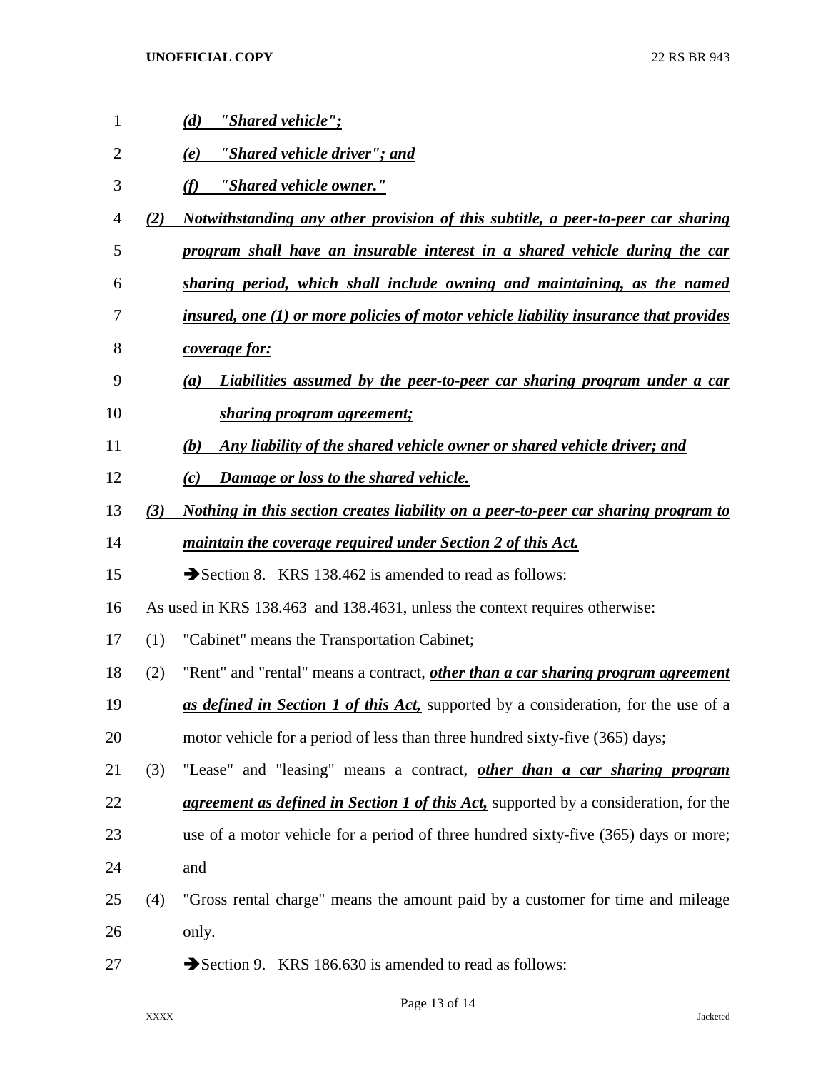*(d)* ***"Shared vehicle";***

*(e)* ***"Shared vehicle driver"; and***

*(f)* ***"Shared vehicle owner."***

***(2) Notwithstanding any other provision of this subtitle, a peer-to-peer car sharing program shall have an insurable interest in a shared vehicle during the car sharing period, which shall include owning and maintaining, as the named insured, one (1) or more policies of motor vehicle liability insurance that provides coverage for:***

***(a) Liabilities assumed by the peer-to-peer car sharing program under a car sharing program agreement;***

***(b) Any liability of the shared vehicle owner or shared vehicle driver; and***

***(c) Damage or loss to the shared vehicle.***

***(3) Nothing in this section creates liability on a peer-to-peer car sharing program to maintain the coverage required under Section 2 of this Act.***

➔Section 8. KRS 138.462 is amended to read as follows:

As used in KRS 138.463 and 138.4631, unless the context requires otherwise:

(1) "Cabinet" means the Transportation Cabinet;

(2) "Rent" and "rental" means a contract, ***other than a car sharing program agreement as defined in Section 1 of this Act,*** supported by a consideration, for the use of a motor vehicle for a period of less than three hundred sixty-five (365) days;

(3) "Lease" and "leasing" means a contract, ***other than a car sharing program agreement as defined in Section 1 of this Act,*** supported by a consideration, for the use of a motor vehicle for a period of three hundred sixty-five (365) days or more; and

(4) "Gross rental charge" means the amount paid by a customer for time and mileage only.

➔Section 9. KRS 186.630 is amended to read as follows: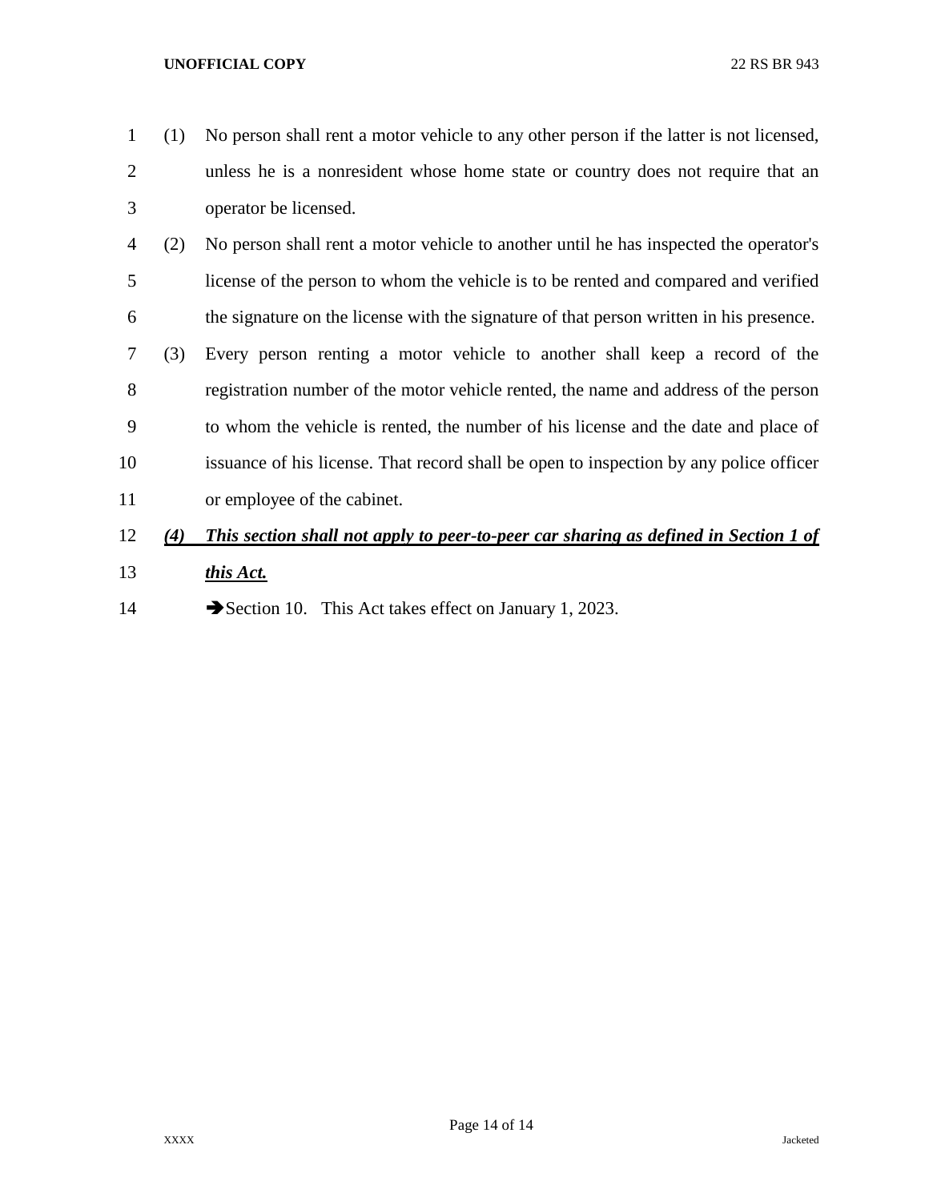(1) No person shall rent a motor vehicle to any other person if the latter is not licensed, unless he is a nonresident whose home state or country does not require that an operator be licensed.

(2) No person shall rent a motor vehicle to another until he has inspected the operator's license of the person to whom the vehicle is to be rented and compared and verified the signature on the license with the signature of that person written in his presence.

(3) Every person renting a motor vehicle to another shall keep a record of the registration number of the motor vehicle rented, the name and address of the person to whom the vehicle is rented, the number of his license and the date and place of issuance of his license. That record shall be open to inspection by any police officer or employee of the cabinet.

***(4) This section shall not apply to peer-to-peer car sharing as defined in Section 1 of this Act.***

➔Section 10. This Act takes effect on January 1, 2023.